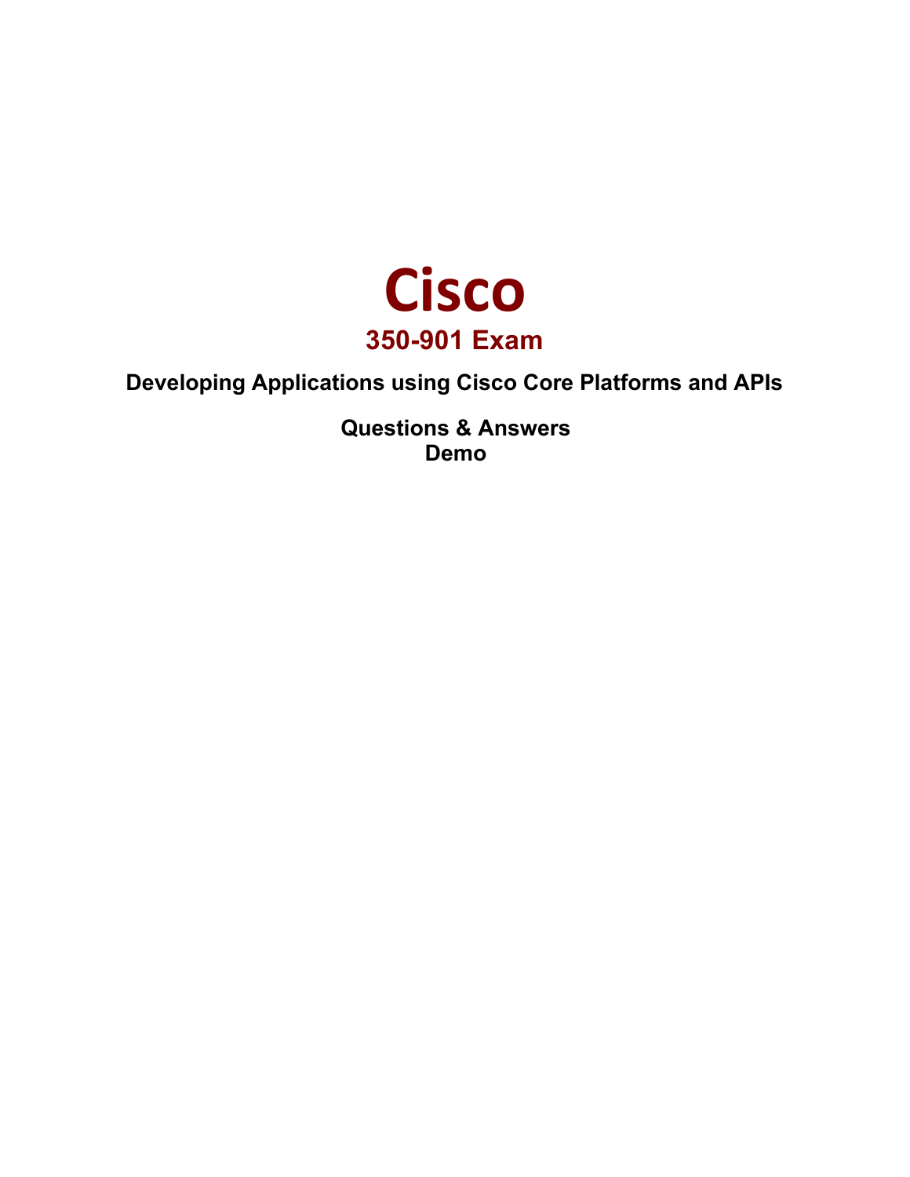# Cisco

## 350-901 Exam

**Developing Applications using Cisco Core Platforms and APIs**

**Questions & Answers**
**Demo**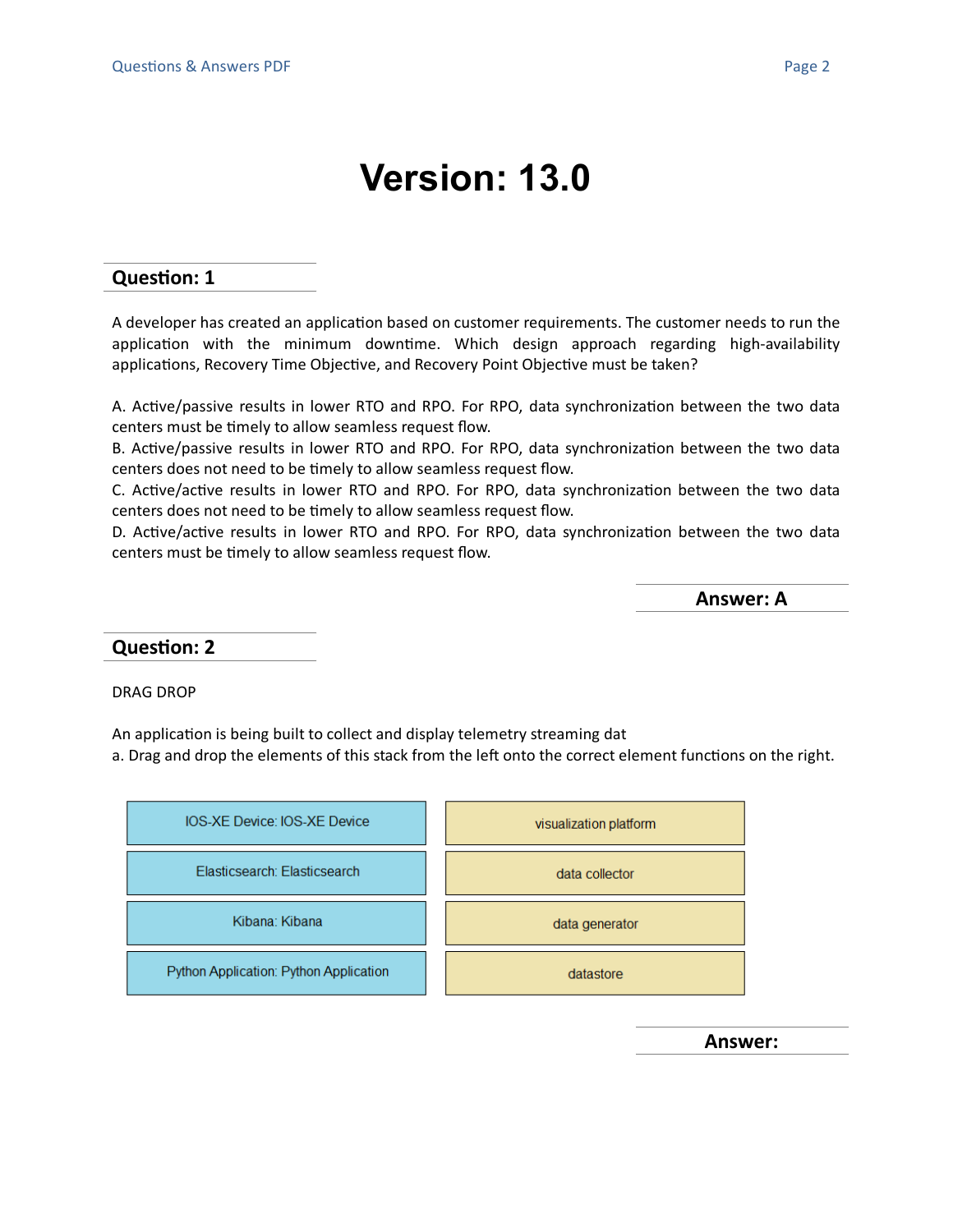# Version: 13.0

## Question: 1

A developer has created an application based on customer requirements. The customer needs to run the application with the minimum downtime. Which design approach regarding high-availability applications, Recovery Time Objective, and Recovery Point Objective must be taken?

A. Active/passive results in lower RTO and RPO. For RPO, data synchronization between the two data centers must be timely to allow seamless request flow.
B. Active/passive results in lower RTO and RPO. For RPO, data synchronization between the two data centers does not need to be timely to allow seamless request flow.
C. Active/active results in lower RTO and RPO. For RPO, data synchronization between the two data centers does not need to be timely to allow seamless request flow.
D. Active/active results in lower RTO and RPO. For RPO, data synchronization between the two data centers must be timely to allow seamless request flow.

**Answer: A**

## Question: 2

DRAG DROP

An application is being built to collect and display telemetry streaming dat
a. Drag and drop the elements of this stack from the left onto the correct element functions on the right.

| | |
|---|---|
| IOS-XE Device: IOS-XE Device | visualization platform |
| Elasticsearch: Elasticsearch | data collector |
| Kibana: Kibana | data generator |
| Python Application: Python Application | datastore |

**Answer:**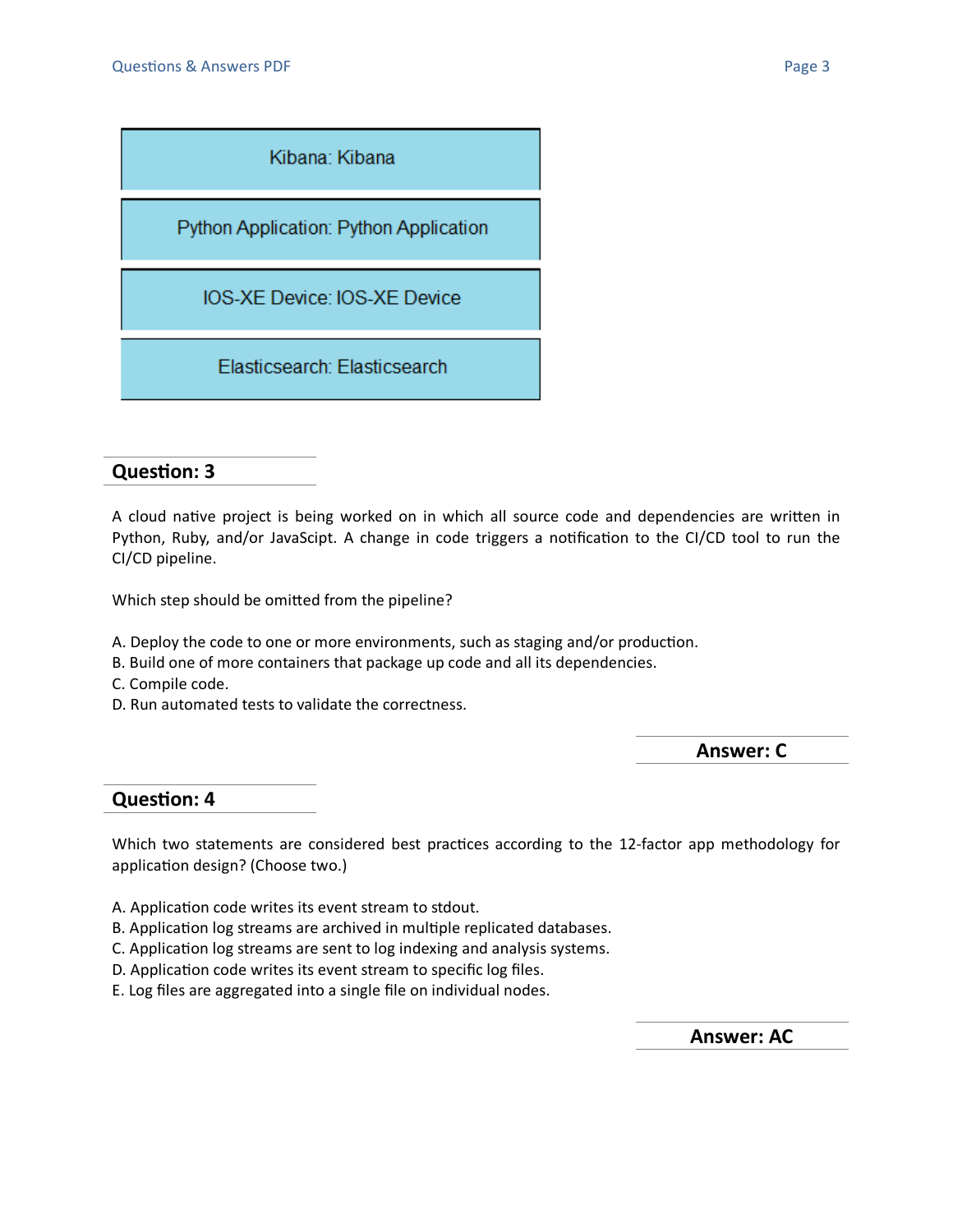Kibana: Kibana

Python Application: Python Application

IOS-XE Device: IOS-XE Device

Elasticsearch: Elasticsearch

## Question: 3

A cloud native project is being worked on in which all source code and dependencies are written in Python, Ruby, and/or JavaScipt. A change in code triggers a notification to the CI/CD tool to run the CI/CD pipeline.

Which step should be omitted from the pipeline?

A. Deploy the code to one or more environments, such as staging and/or production.
B. Build one of more containers that package up code and all its dependencies.
C. Compile code.
D. Run automated tests to validate the correctness.

**Answer: C**

## Question: 4

Which two statements are considered best practices according to the 12-factor app methodology for application design? (Choose two.)

A. Application code writes its event stream to stdout.
B. Application log streams are archived in multiple replicated databases.
C. Application log streams are sent to log indexing and analysis systems.
D. Application code writes its event stream to specific log files.
E. Log files are aggregated into a single file on individual nodes.

**Answer: AC**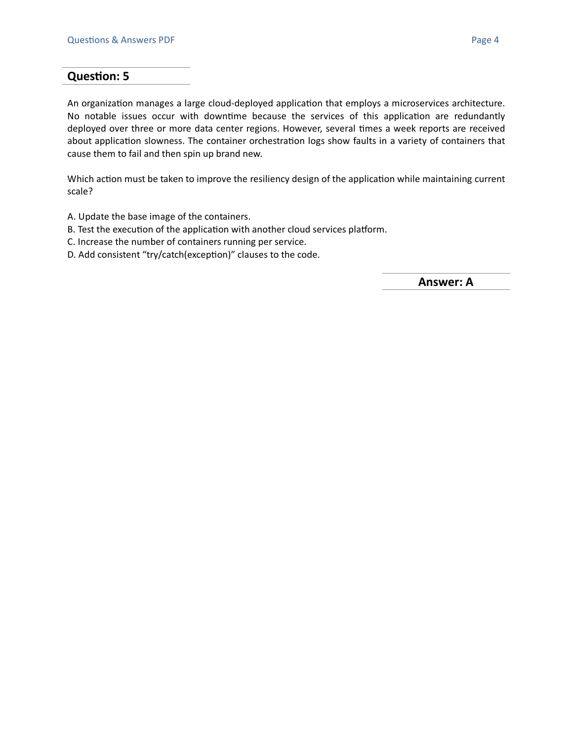## Question: 5

An organization manages a large cloud-deployed application that employs a microservices architecture. No notable issues occur with downtime because the services of this application are redundantly deployed over three or more data center regions. However, several times a week reports are received about application slowness. The container orchestration logs show faults in a variety of containers that cause them to fail and then spin up brand new.

Which action must be taken to improve the resiliency design of the application while maintaining current scale?

A. Update the base image of the containers.
B. Test the execution of the application with another cloud services platform.
C. Increase the number of containers running per service.
D. Add consistent "try/catch(exception)" clauses to the code.

**Answer: A**